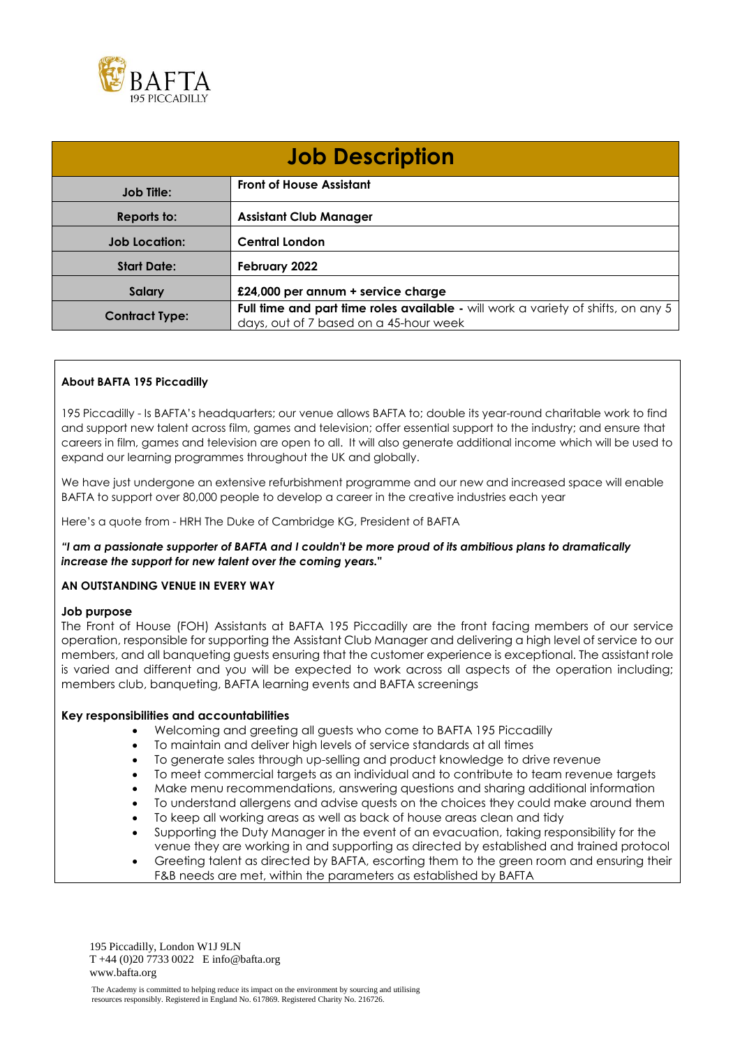# Job Description

| Job Title: | Front of House Assistant |
|---|---|
| Reports to: | Assistant Club Manager |
| Job Location: | Central London |
| Start Date: | February 2022 |
| Salary | £24,000 per annum + service charge |
| Contract Type: | **Full time and part time roles available -** will work a variety of shifts, on any 5 days, out of 7 based on a 45-hour week |

**About BAFTA 195 Piccadilly**

195 Piccadilly - Is BAFTA's headquarters; our venue allows BAFTA to; double its year-round charitable work to find and support new talent across film, games and television; offer essential support to the industry; and ensure that careers in film, games and television are open to all. It will also generate additional income which will be used to expand our learning programmes throughout the UK and globally.

We have just undergone an extensive refurbishment programme and our new and increased space will enable BAFTA to support over 80,000 people to develop a career in the creative industries each year

Here's a quote from - HRH The Duke of Cambridge KG, President of BAFTA

***"I am a passionate supporter of BAFTA and I couldn't be more proud of its ambitious plans to dramatically increase the support for new talent over the coming years."***

**AN OUTSTANDING VENUE IN EVERY WAY**

**Job purpose**

The Front of House (FOH) Assistants at BAFTA 195 Piccadilly are the front facing members of our service operation, responsible for supporting the Assistant Club Manager and delivering a high level of service to our members, and all banqueting guests ensuring that the customer experience is exceptional. The assistant role is varied and different and you will be expected to work across all aspects of the operation including; members club, banqueting, BAFTA learning events and BAFTA screenings

**Key responsibilities and accountabilities**

- Welcoming and greeting all guests who come to BAFTA 195 Piccadilly
- To maintain and deliver high levels of service standards at all times
- To generate sales through up-selling and product knowledge to drive revenue
- To meet commercial targets as an individual and to contribute to team revenue targets
- Make menu recommendations, answering questions and sharing additional information
- To understand allergens and advise guests on the choices they could make around them
- To keep all working areas as well as back of house areas clean and tidy
- Supporting the Duty Manager in the event of an evacuation, taking responsibility for the venue they are working in and supporting as directed by established and trained protocol
- Greeting talent as directed by BAFTA, escorting them to the green room and ensuring their F&B needs are met, within the parameters as established by BAFTA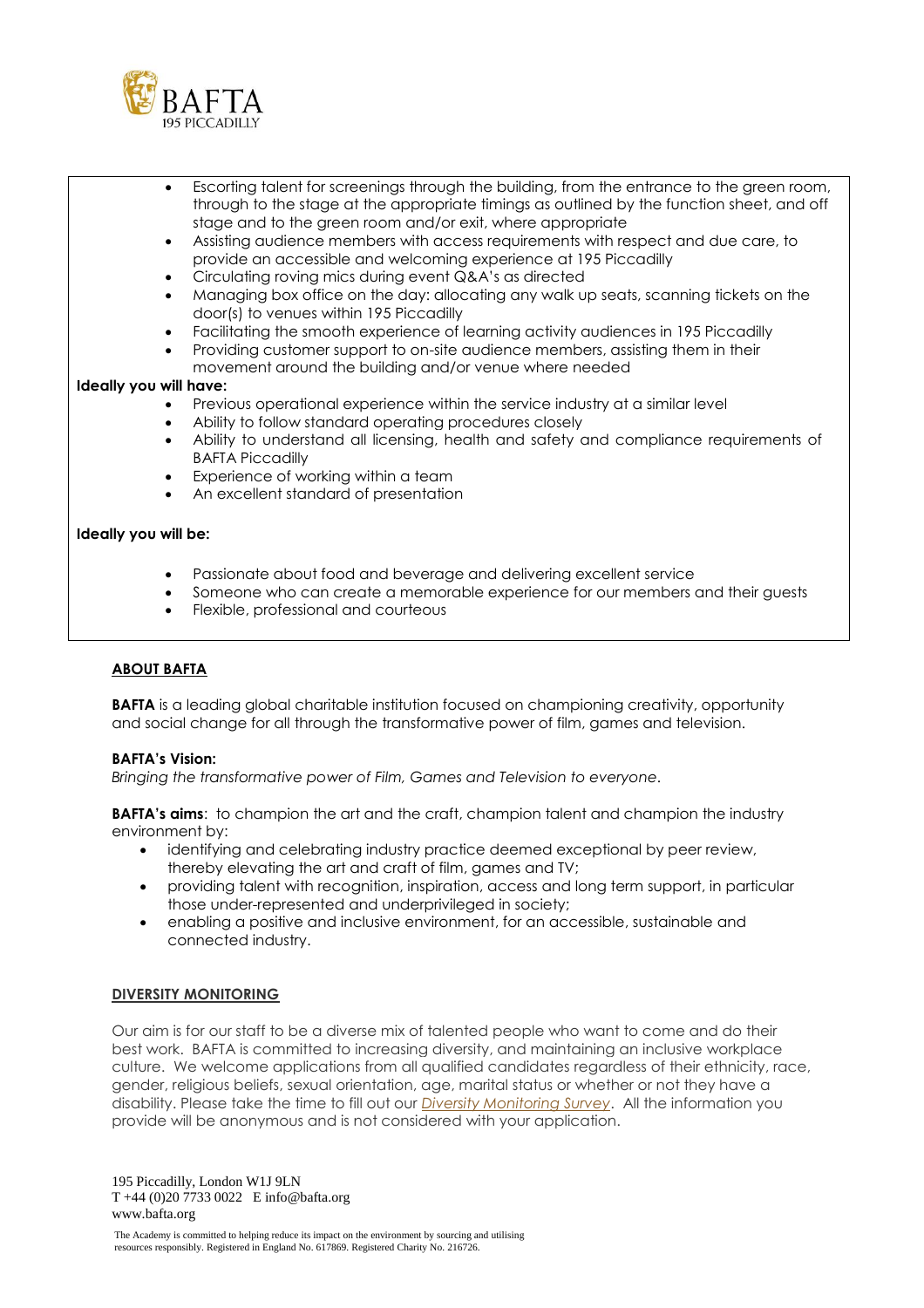- Escorting talent for screenings through the building, from the entrance to the green room, through to the stage at the appropriate timings as outlined by the function sheet, and off stage and to the green room and/or exit, where appropriate
- Assisting audience members with access requirements with respect and due care, to provide an accessible and welcoming experience at 195 Piccadilly
- Circulating roving mics during event Q&A's as directed
- Managing box office on the day: allocating any walk up seats, scanning tickets on the door(s) to venues within 195 Piccadilly
- Facilitating the smooth experience of learning activity audiences in 195 Piccadilly
- Providing customer support to on-site audience members, assisting them in their movement around the building and/or venue where needed

**Ideally you will have:**

- Previous operational experience within the service industry at a similar level
- Ability to follow standard operating procedures closely
- Ability to understand all licensing, health and safety and compliance requirements of BAFTA Piccadilly
- Experience of working within a team
- An excellent standard of presentation

**Ideally you will be:**

- Passionate about food and beverage and delivering excellent service
- Someone who can create a memorable experience for our members and their guests
- Flexible, professional and courteous

## ABOUT BAFTA

**BAFTA** is a leading global charitable institution focused on championing creativity, opportunity and social change for all through the transformative power of film, games and television.

**BAFTA's Vision:**

*Bringing the transformative power of Film, Games and Television to everyone.*

**BAFTA's aims**: to champion the art and the craft, champion talent and champion the industry environment by:

- identifying and celebrating industry practice deemed exceptional by peer review, thereby elevating the art and craft of film, games and TV;
- providing talent with recognition, inspiration, access and long term support, in particular those under-represented and underprivileged in society;
- enabling a positive and inclusive environment, for an accessible, sustainable and connected industry.

## DIVERSITY MONITORING

Our aim is for our staff to be a diverse mix of talented people who want to come and do their best work. BAFTA is committed to increasing diversity, and maintaining an inclusive workplace culture. We welcome applications from all qualified candidates regardless of their ethnicity, race, gender, religious beliefs, sexual orientation, age, marital status or whether or not they have a disability. Please take the time to fill out our *Diversity Monitoring Survey*. All the information you provide will be anonymous and is not considered with your application.

195 Piccadilly, London W1J 9LN
T +44 (0)20 7733 0022 E info@bafta.org
www.bafta.org

The Academy is committed to helping reduce its impact on the environment by sourcing and utilising resources responsibly. Registered in England No. 617869. Registered Charity No. 216726.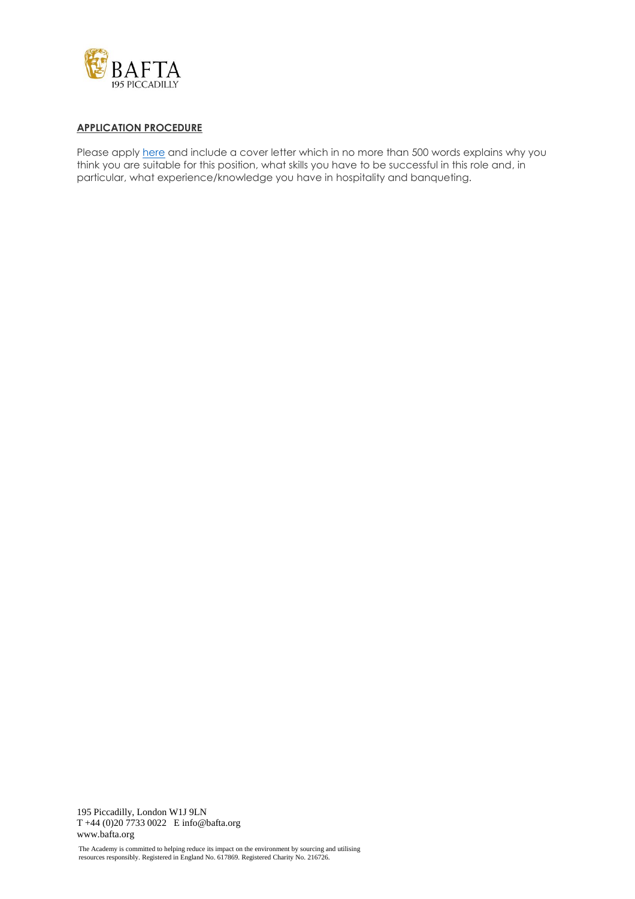## APPLICATION PROCEDURE

Please apply here and include a cover letter which in no more than 500 words explains why you think you are suitable for this position, what skills you have to be successful in this role and, in particular, what experience/knowledge you have in hospitality and banqueting.